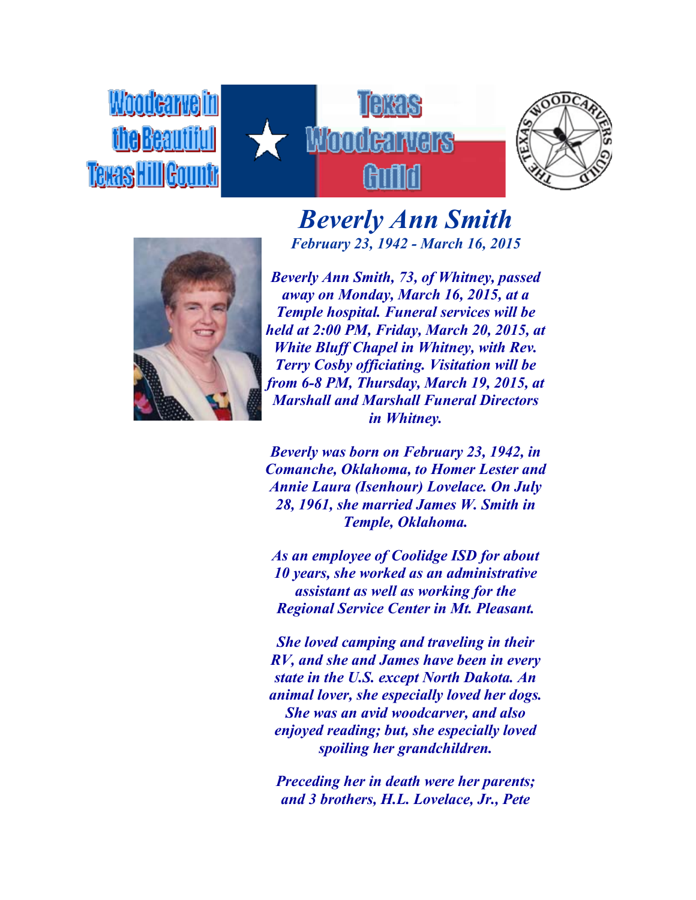Woodcarve in the Beautiful Texas Hill Country

Texas Woodcarvers Guild

# Beverly Ann Smith

***February 23, 1942 - March 16, 2015***

***Beverly Ann Smith, 73, of Whitney, passed away on Monday, March 16, 2015, at a Temple hospital. Funeral services will be held at 2:00 PM, Friday, March 20, 2015, at White Bluff Chapel in Whitney, with Rev. Terry Cosby officiating. Visitation will be from 6-8 PM, Thursday, March 19, 2015, at Marshall and Marshall Funeral Directors in Whitney.***

***Beverly was born on February 23, 1942, in Comanche, Oklahoma, to Homer Lester and Annie Laura (Isenhour) Lovelace. On July 28, 1961, she married James W. Smith in Temple, Oklahoma.***

***As an employee of Coolidge ISD for about 10 years, she worked as an administrative assistant as well as working for the Regional Service Center in Mt. Pleasant.***

***She loved camping and traveling in their RV, and she and James have been in every state in the U.S. except North Dakota. An animal lover, she especially loved her dogs. She was an avid woodcarver, and also enjoyed reading; but, she especially loved spoiling her grandchildren.***

***Preceding her in death were her parents; and 3 brothers, H.L. Lovelace, Jr., Pete***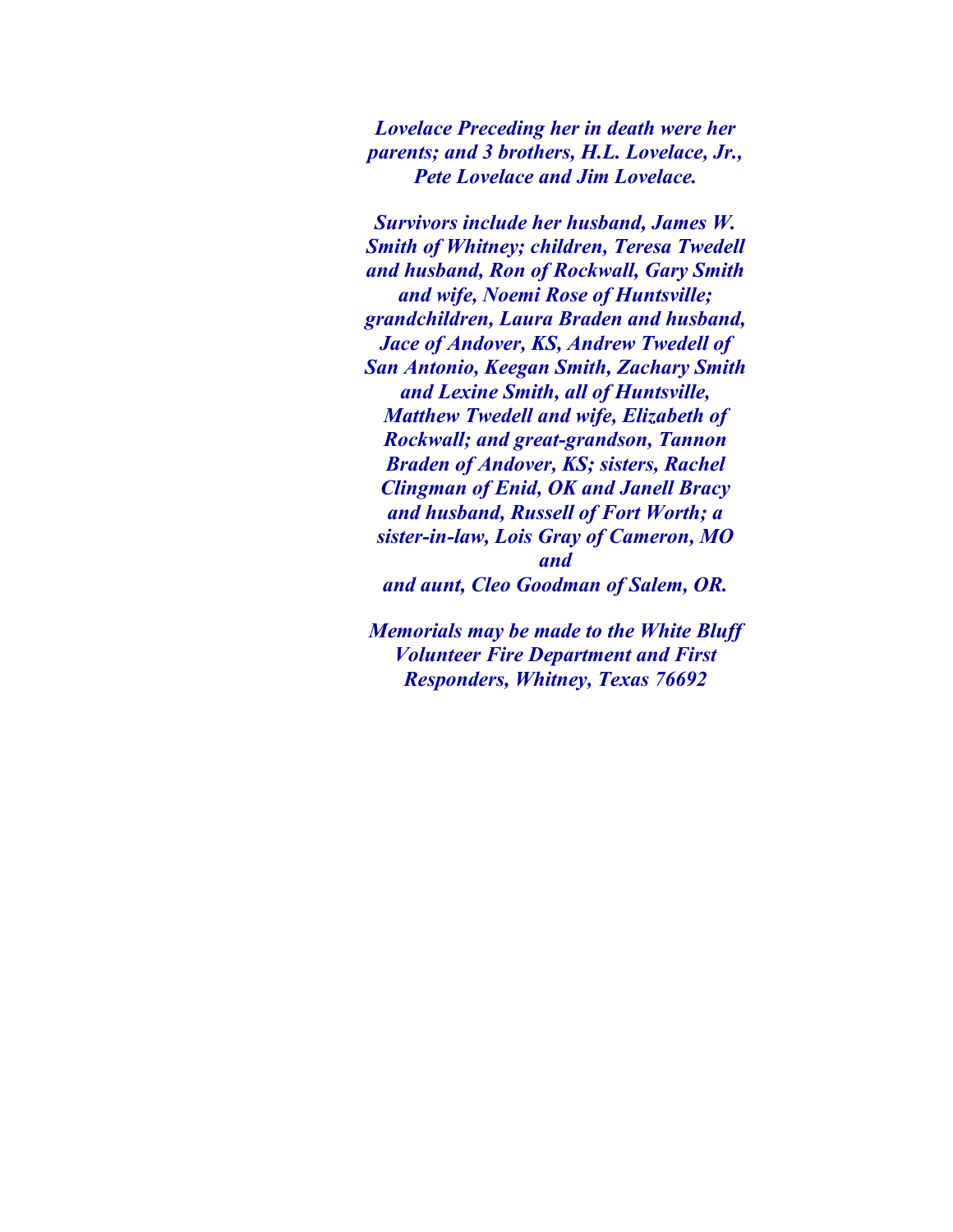***Lovelace Preceding her in death were her parents; and 3 brothers, H.L. Lovelace, Jr., Pete Lovelace and Jim Lovelace.***

***Survivors include her husband, James W. Smith of Whitney; children, Teresa Twedell and husband, Ron of Rockwall, Gary Smith and wife, Noemi Rose of Huntsville; grandchildren, Laura Braden and husband, Jace of Andover, KS, Andrew Twedell of San Antonio, Keegan Smith, Zachary Smith and Lexine Smith, all of Huntsville, Matthew Twedell and wife, Elizabeth of Rockwall; and great-grandson, Tannon Braden of Andover, KS; sisters, Rachel Clingman of Enid, OK and Janell Bracy and husband, Russell of Fort Worth; a sister-in-law, Lois Gray of Cameron, MO and***
***and aunt, Cleo Goodman of Salem, OR.***

***Memorials may be made to the White Bluff Volunteer Fire Department and First Responders, Whitney, Texas 76692***